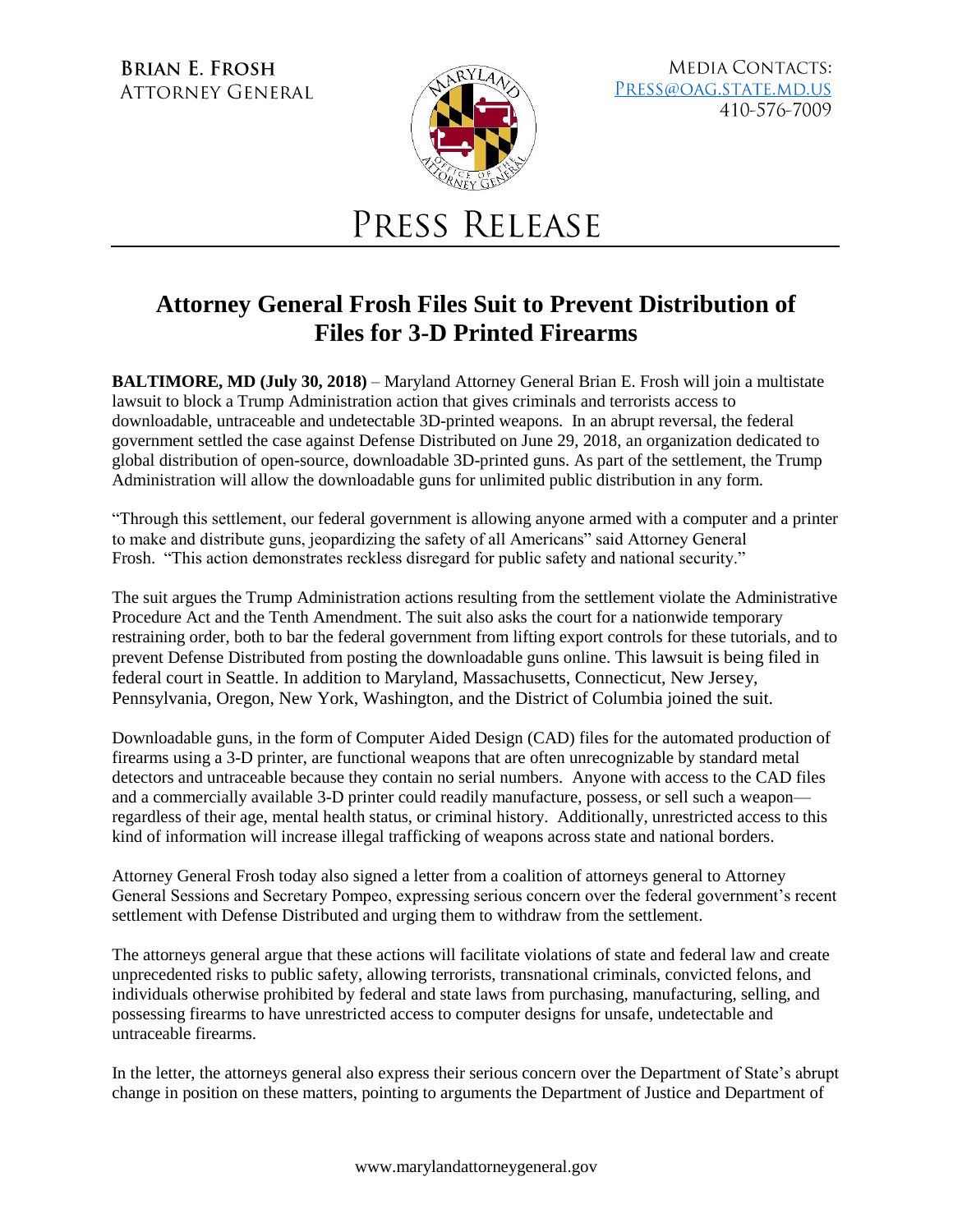**Brian E. Frosh**
Attorney General

Media Contacts:
Press@oag.state.md.us
410-576-7009

# Press Release

## Attorney General Frosh Files Suit to Prevent Distribution of Files for 3-D Printed Firearms

**BALTIMORE, MD (July 30, 2018)** – Maryland Attorney General Brian E. Frosh will join a multistate lawsuit to block a Trump Administration action that gives criminals and terrorists access to downloadable, untraceable and undetectable 3D-printed weapons. In an abrupt reversal, the federal government settled the case against Defense Distributed on June 29, 2018, an organization dedicated to global distribution of open-source, downloadable 3D-printed guns. As part of the settlement, the Trump Administration will allow the downloadable guns for unlimited public distribution in any form.

"Through this settlement, our federal government is allowing anyone armed with a computer and a printer to make and distribute guns, jeopardizing the safety of all Americans" said Attorney General Frosh. "This action demonstrates reckless disregard for public safety and national security."

The suit argues the Trump Administration actions resulting from the settlement violate the Administrative Procedure Act and the Tenth Amendment. The suit also asks the court for a nationwide temporary restraining order, both to bar the federal government from lifting export controls for these tutorials, and to prevent Defense Distributed from posting the downloadable guns online. This lawsuit is being filed in federal court in Seattle. In addition to Maryland, Massachusetts, Connecticut, New Jersey, Pennsylvania, Oregon, New York, Washington, and the District of Columbia joined the suit.

Downloadable guns, in the form of Computer Aided Design (CAD) files for the automated production of firearms using a 3-D printer, are functional weapons that are often unrecognizable by standard metal detectors and untraceable because they contain no serial numbers. Anyone with access to the CAD files and a commercially available 3-D printer could readily manufacture, possess, or sell such a weapon—regardless of their age, mental health status, or criminal history. Additionally, unrestricted access to this kind of information will increase illegal trafficking of weapons across state and national borders.

Attorney General Frosh today also signed a letter from a coalition of attorneys general to Attorney General Sessions and Secretary Pompeo, expressing serious concern over the federal government's recent settlement with Defense Distributed and urging them to withdraw from the settlement.

The attorneys general argue that these actions will facilitate violations of state and federal law and create unprecedented risks to public safety, allowing terrorists, transnational criminals, convicted felons, and individuals otherwise prohibited by federal and state laws from purchasing, manufacturing, selling, and possessing firearms to have unrestricted access to computer designs for unsafe, undetectable and untraceable firearms.

In the letter, the attorneys general also express their serious concern over the Department of State's abrupt change in position on these matters, pointing to arguments the Department of Justice and Department of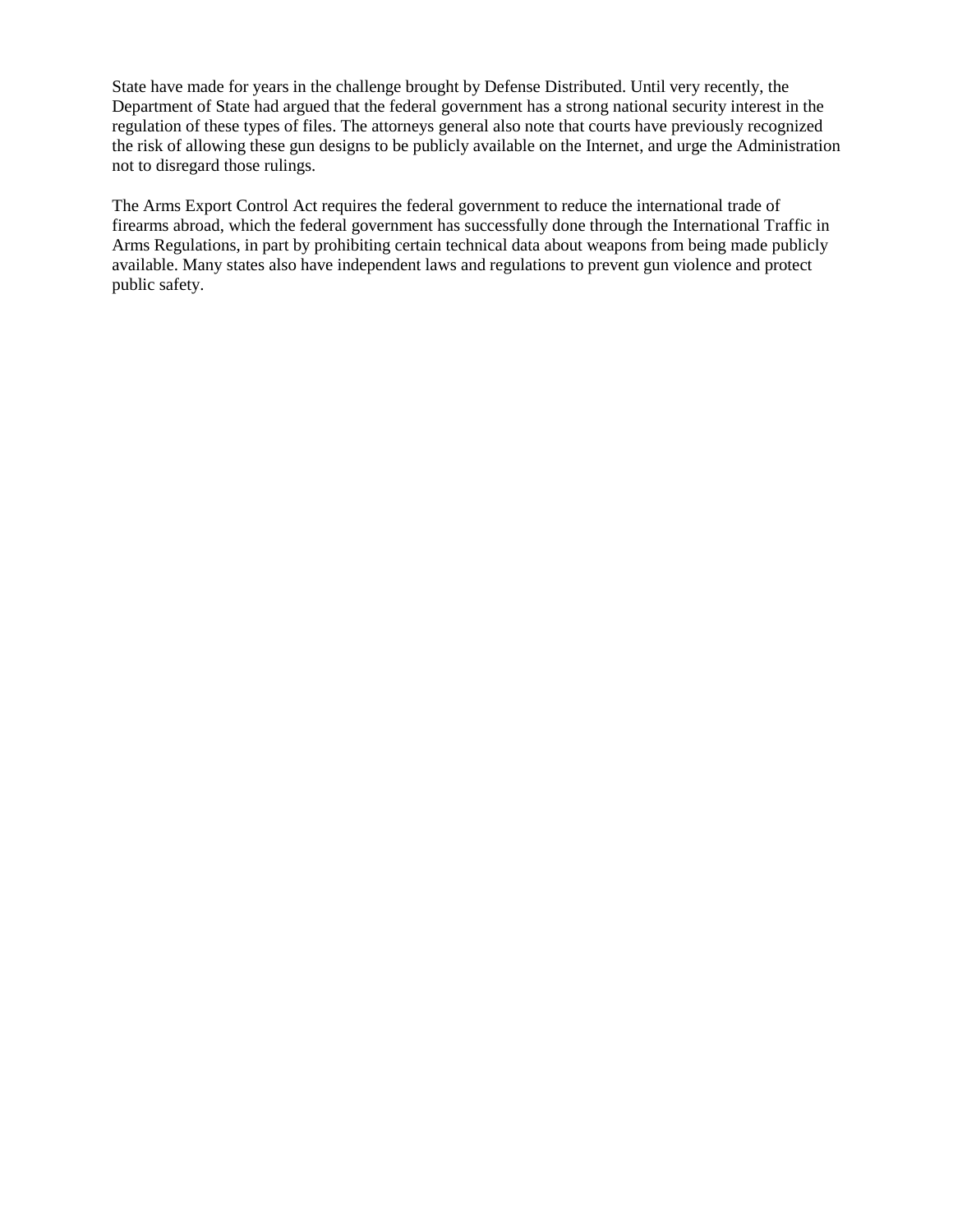State have made for years in the challenge brought by Defense Distributed. Until very recently, the Department of State had argued that the federal government has a strong national security interest in the regulation of these types of files. The attorneys general also note that courts have previously recognized the risk of allowing these gun designs to be publicly available on the Internet, and urge the Administration not to disregard those rulings.

The Arms Export Control Act requires the federal government to reduce the international trade of firearms abroad, which the federal government has successfully done through the International Traffic in Arms Regulations, in part by prohibiting certain technical data about weapons from being made publicly available. Many states also have independent laws and regulations to prevent gun violence and protect public safety.